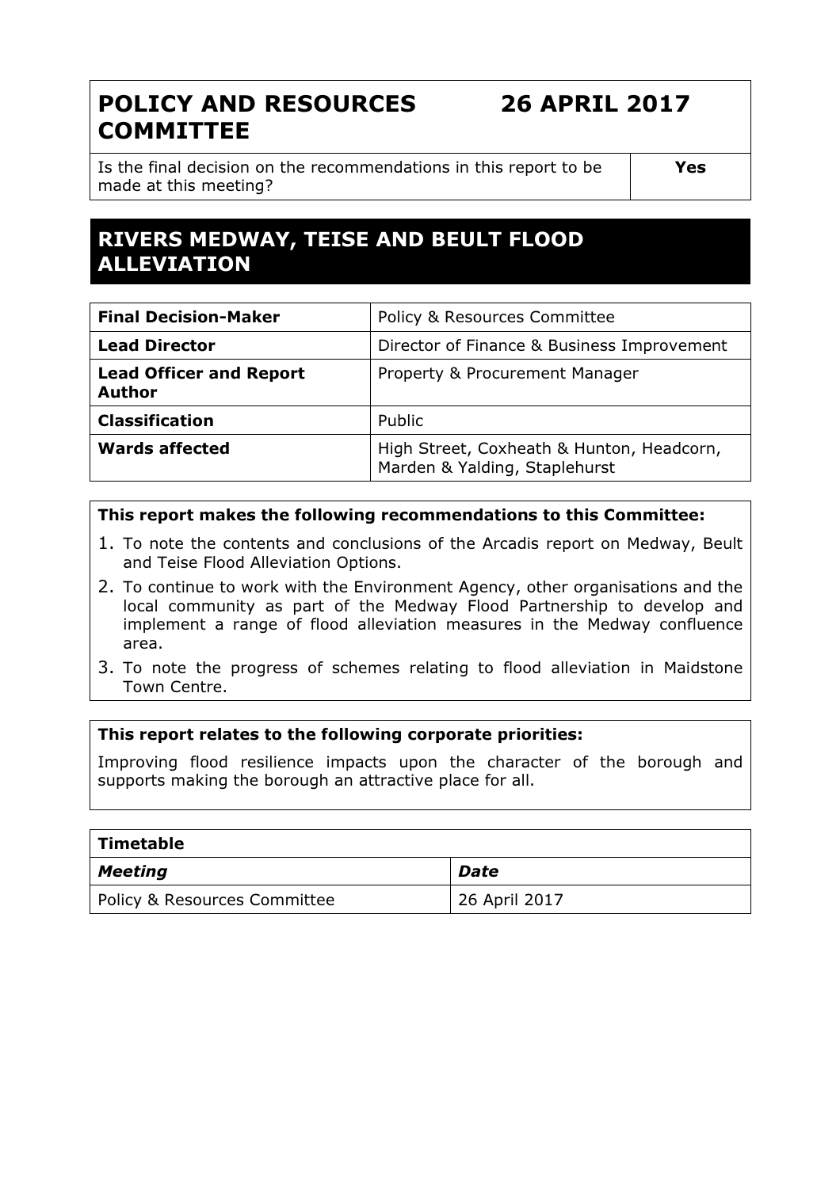# POLICY AND RESOURCES COMMITTEE — 26 APRIL 2017

| Is the final decision on the recommendations in this report to be made at this meeting? | **Yes** |
|---|---|

## RIVERS MEDWAY, TEISE AND BEULT FLOOD ALLEVIATION

| | |
|---|---|
| **Final Decision-Maker** | Policy & Resources Committee |
| **Lead Director** | Director of Finance & Business Improvement |
| **Lead Officer and Report Author** | Property & Procurement Manager |
| **Classification** | Public |
| **Wards affected** | High Street, Coxheath & Hunton, Headcorn, Marden & Yalding, Staplehurst |

**This report makes the following recommendations to this Committee:**

1. To note the contents and conclusions of the Arcadis report on Medway, Beult and Teise Flood Alleviation Options.
2. To continue to work with the Environment Agency, other organisations and the local community as part of the Medway Flood Partnership to develop and implement a range of flood alleviation measures in the Medway confluence area.
3. To note the progress of schemes relating to flood alleviation in Maidstone Town Centre.

**This report relates to the following corporate priorities:**

Improving flood resilience impacts upon the character of the borough and supports making the borough an attractive place for all.

| **Timetable** | |
|---|---|
| ***Meeting*** | ***Date*** |
| Policy & Resources Committee | 26 April 2017 |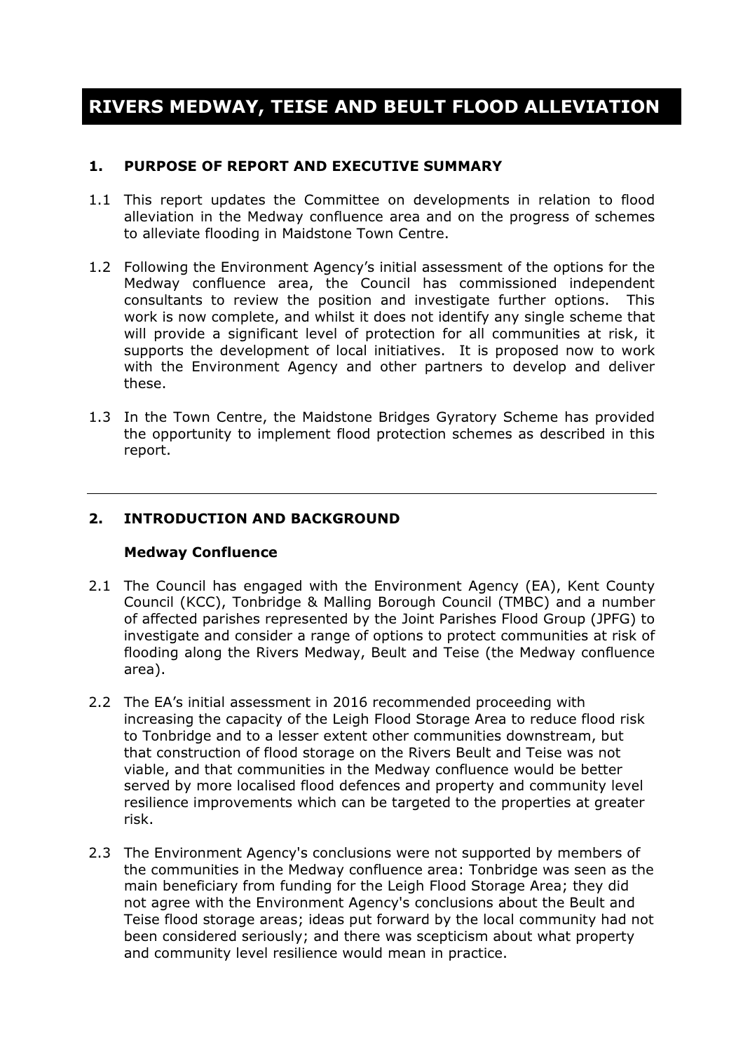# RIVERS MEDWAY, TEISE AND BEULT FLOOD ALLEVIATION

## 1. PURPOSE OF REPORT AND EXECUTIVE SUMMARY

1.1 This report updates the Committee on developments in relation to flood alleviation in the Medway confluence area and on the progress of schemes to alleviate flooding in Maidstone Town Centre.

1.2 Following the Environment Agency's initial assessment of the options for the Medway confluence area, the Council has commissioned independent consultants to review the position and investigate further options. This work is now complete, and whilst it does not identify any single scheme that will provide a significant level of protection for all communities at risk, it supports the development of local initiatives. It is proposed now to work with the Environment Agency and other partners to develop and deliver these.

1.3 In the Town Centre, the Maidstone Bridges Gyratory Scheme has provided the opportunity to implement flood protection schemes as described in this report.

---

## 2. INTRODUCTION AND BACKGROUND

### Medway Confluence

2.1 The Council has engaged with the Environment Agency (EA), Kent County Council (KCC), Tonbridge & Malling Borough Council (TMBC) and a number of affected parishes represented by the Joint Parishes Flood Group (JPFG) to investigate and consider a range of options to protect communities at risk of flooding along the Rivers Medway, Beult and Teise (the Medway confluence area).

2.2 The EA's initial assessment in 2016 recommended proceeding with increasing the capacity of the Leigh Flood Storage Area to reduce flood risk to Tonbridge and to a lesser extent other communities downstream, but that construction of flood storage on the Rivers Beult and Teise was not viable, and that communities in the Medway confluence would be better served by more localised flood defences and property and community level resilience improvements which can be targeted to the properties at greater risk.

2.3 The Environment Agency's conclusions were not supported by members of the communities in the Medway confluence area: Tonbridge was seen as the main beneficiary from funding for the Leigh Flood Storage Area; they did not agree with the Environment Agency's conclusions about the Beult and Teise flood storage areas; ideas put forward by the local community had not been considered seriously; and there was scepticism about what property and community level resilience would mean in practice.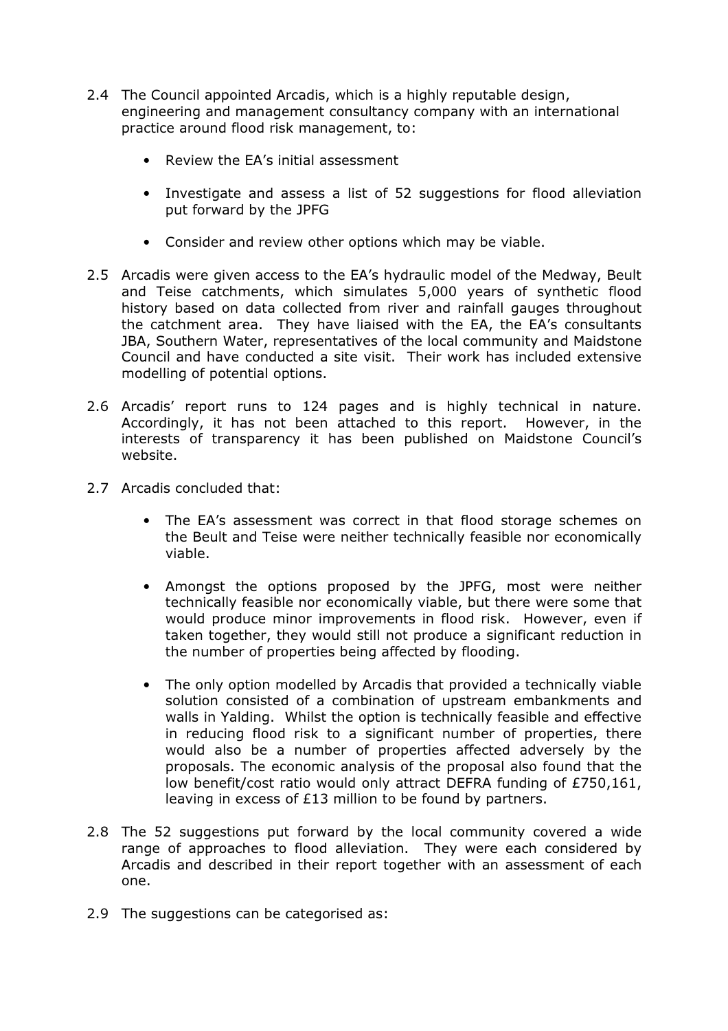2.4 The Council appointed Arcadis, which is a highly reputable design, engineering and management consultancy company with an international practice around flood risk management, to:

- Review the EA's initial assessment
- Investigate and assess a list of 52 suggestions for flood alleviation put forward by the JPFG
- Consider and review other options which may be viable.

2.5 Arcadis were given access to the EA's hydraulic model of the Medway, Beult and Teise catchments, which simulates 5,000 years of synthetic flood history based on data collected from river and rainfall gauges throughout the catchment area. They have liaised with the EA, the EA's consultants JBA, Southern Water, representatives of the local community and Maidstone Council and have conducted a site visit. Their work has included extensive modelling of potential options.

2.6 Arcadis' report runs to 124 pages and is highly technical in nature. Accordingly, it has not been attached to this report. However, in the interests of transparency it has been published on Maidstone Council's website.

2.7 Arcadis concluded that:

- The EA's assessment was correct in that flood storage schemes on the Beult and Teise were neither technically feasible nor economically viable.
- Amongst the options proposed by the JPFG, most were neither technically feasible nor economically viable, but there were some that would produce minor improvements in flood risk. However, even if taken together, they would still not produce a significant reduction in the number of properties being affected by flooding.
- The only option modelled by Arcadis that provided a technically viable solution consisted of a combination of upstream embankments and walls in Yalding. Whilst the option is technically feasible and effective in reducing flood risk to a significant number of properties, there would also be a number of properties affected adversely by the proposals. The economic analysis of the proposal also found that the low benefit/cost ratio would only attract DEFRA funding of £750,161, leaving in excess of £13 million to be found by partners.

2.8 The 52 suggestions put forward by the local community covered a wide range of approaches to flood alleviation. They were each considered by Arcadis and described in their report together with an assessment of each one.

2.9 The suggestions can be categorised as: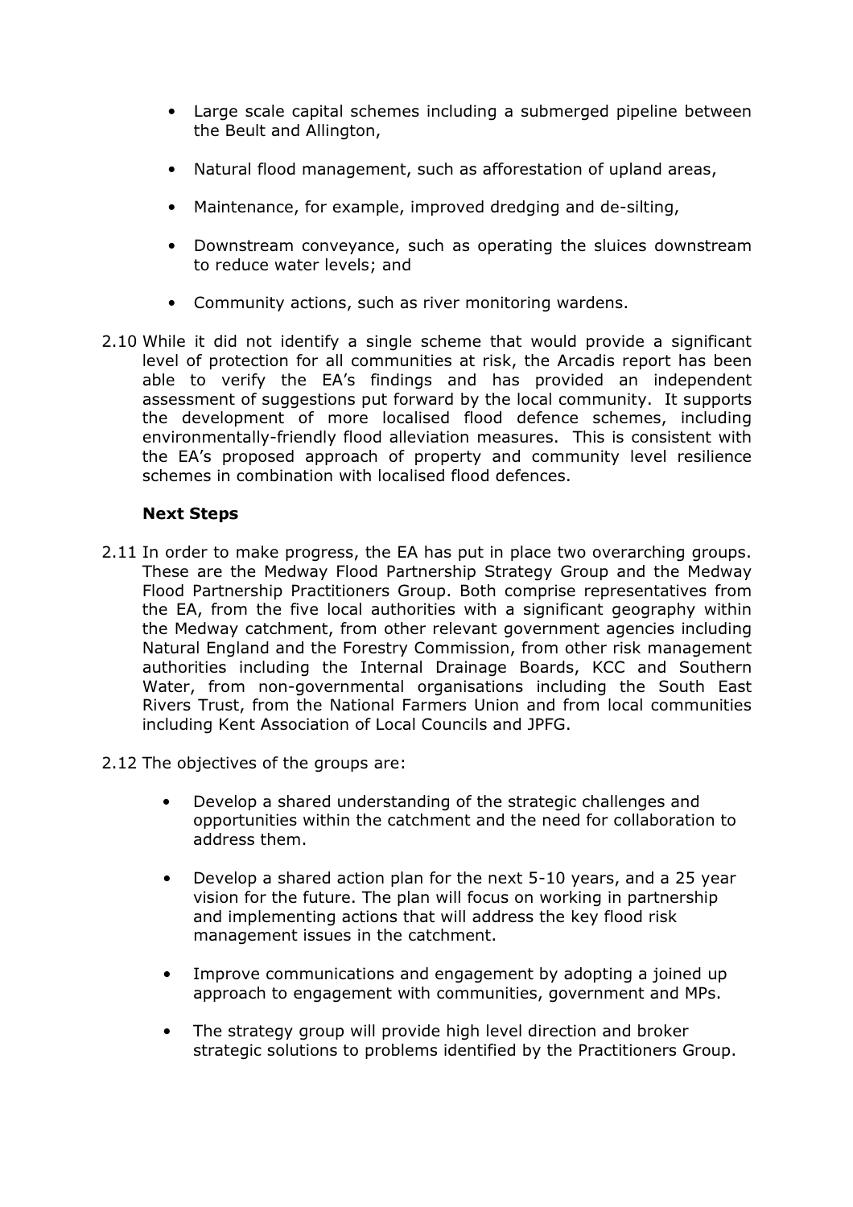- Large scale capital schemes including a submerged pipeline between the Beult and Allington,
- Natural flood management, such as afforestation of upland areas,
- Maintenance, for example, improved dredging and de-silting,
- Downstream conveyance, such as operating the sluices downstream to reduce water levels; and
- Community actions, such as river monitoring wardens.

2.10 While it did not identify a single scheme that would provide a significant level of protection for all communities at risk, the Arcadis report has been able to verify the EA's findings and has provided an independent assessment of suggestions put forward by the local community. It supports the development of more localised flood defence schemes, including environmentally-friendly flood alleviation measures. This is consistent with the EA's proposed approach of property and community level resilience schemes in combination with localised flood defences.

**Next Steps**

2.11 In order to make progress, the EA has put in place two overarching groups. These are the Medway Flood Partnership Strategy Group and the Medway Flood Partnership Practitioners Group. Both comprise representatives from the EA, from the five local authorities with a significant geography within the Medway catchment, from other relevant government agencies including Natural England and the Forestry Commission, from other risk management authorities including the Internal Drainage Boards, KCC and Southern Water, from non-governmental organisations including the South East Rivers Trust, from the National Farmers Union and from local communities including Kent Association of Local Councils and JPFG.

2.12 The objectives of the groups are:

- Develop a shared understanding of the strategic challenges and opportunities within the catchment and the need for collaboration to address them.
- Develop a shared action plan for the next 5-10 years, and a 25 year vision for the future. The plan will focus on working in partnership and implementing actions that will address the key flood risk management issues in the catchment.
- Improve communications and engagement by adopting a joined up approach to engagement with communities, government and MPs.
- The strategy group will provide high level direction and broker strategic solutions to problems identified by the Practitioners Group.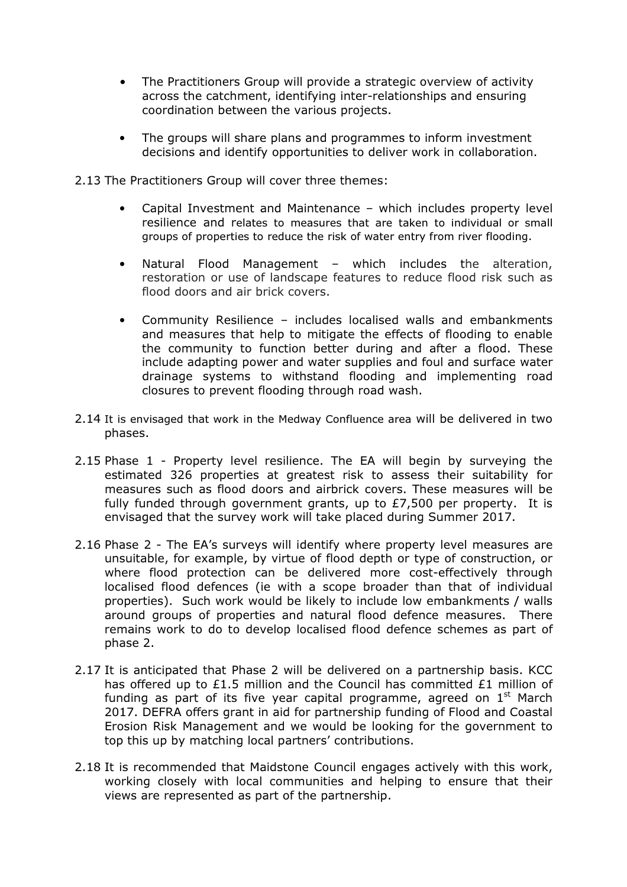- The Practitioners Group will provide a strategic overview of activity across the catchment, identifying inter-relationships and ensuring coordination between the various projects.

- The groups will share plans and programmes to inform investment decisions and identify opportunities to deliver work in collaboration.

2.13 The Practitioners Group will cover three themes:

- Capital Investment and Maintenance – which includes property level resilience and relates to measures that are taken to individual or small groups of properties to reduce the risk of water entry from river flooding.

- Natural Flood Management – which includes the alteration, restoration or use of landscape features to reduce flood risk such as flood doors and air brick covers.

- Community Resilience – includes localised walls and embankments and measures that help to mitigate the effects of flooding to enable the community to function better during and after a flood. These include adapting power and water supplies and foul and surface water drainage systems to withstand flooding and implementing road closures to prevent flooding through road wash.

2.14 It is envisaged that work in the Medway Confluence area will be delivered in two phases.

2.15 Phase 1 - Property level resilience. The EA will begin by surveying the estimated 326 properties at greatest risk to assess their suitability for measures such as flood doors and airbrick covers. These measures will be fully funded through government grants, up to £7,500 per property. It is envisaged that the survey work will take placed during Summer 2017.

2.16 Phase 2 - The EA's surveys will identify where property level measures are unsuitable, for example, by virtue of flood depth or type of construction, or where flood protection can be delivered more cost-effectively through localised flood defences (ie with a scope broader than that of individual properties). Such work would be likely to include low embankments / walls around groups of properties and natural flood defence measures. There remains work to do to develop localised flood defence schemes as part of phase 2.

2.17 It is anticipated that Phase 2 will be delivered on a partnership basis. KCC has offered up to £1.5 million and the Council has committed £1 million of funding as part of its five year capital programme, agreed on 1st March 2017. DEFRA offers grant in aid for partnership funding of Flood and Coastal Erosion Risk Management and we would be looking for the government to top this up by matching local partners' contributions.

2.18 It is recommended that Maidstone Council engages actively with this work, working closely with local communities and helping to ensure that their views are represented as part of the partnership.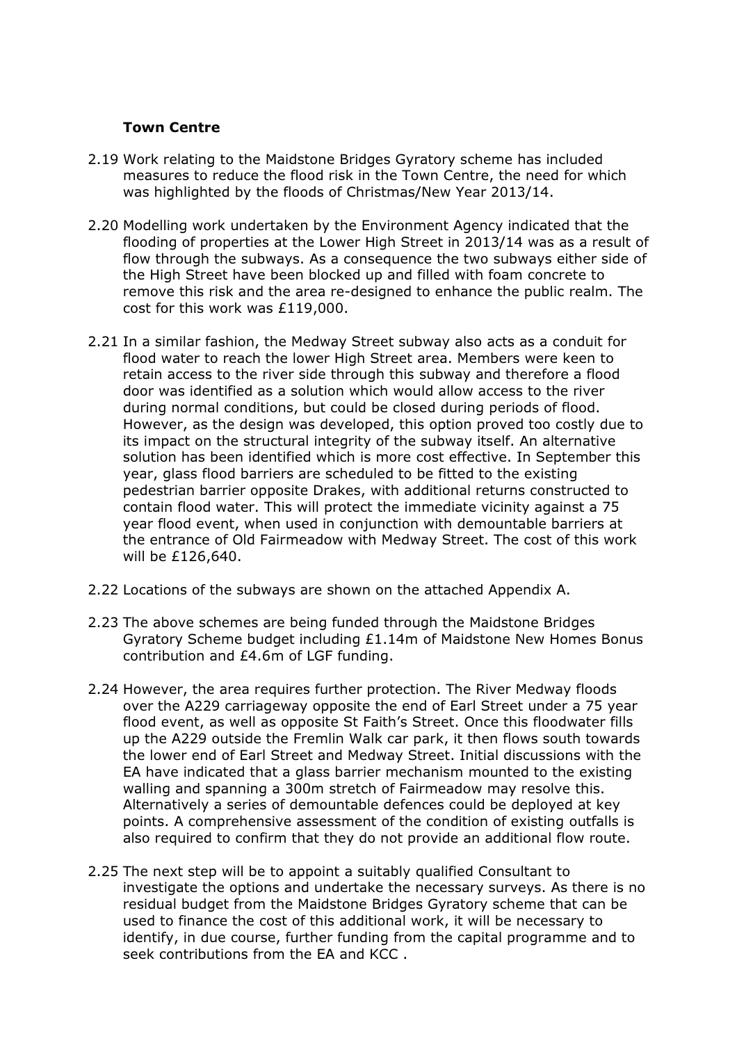**Town Centre**

2.19 Work relating to the Maidstone Bridges Gyratory scheme has included measures to reduce the flood risk in the Town Centre, the need for which was highlighted by the floods of Christmas/New Year 2013/14.

2.20 Modelling work undertaken by the Environment Agency indicated that the flooding of properties at the Lower High Street in 2013/14 was as a result of flow through the subways. As a consequence the two subways either side of the High Street have been blocked up and filled with foam concrete to remove this risk and the area re-designed to enhance the public realm. The cost for this work was £119,000.

2.21 In a similar fashion, the Medway Street subway also acts as a conduit for flood water to reach the lower High Street area. Members were keen to retain access to the river side through this subway and therefore a flood door was identified as a solution which would allow access to the river during normal conditions, but could be closed during periods of flood. However, as the design was developed, this option proved too costly due to its impact on the structural integrity of the subway itself. An alternative solution has been identified which is more cost effective. In September this year, glass flood barriers are scheduled to be fitted to the existing pedestrian barrier opposite Drakes, with additional returns constructed to contain flood water. This will protect the immediate vicinity against a 75 year flood event, when used in conjunction with demountable barriers at the entrance of Old Fairmeadow with Medway Street. The cost of this work will be £126,640.

2.22 Locations of the subways are shown on the attached Appendix A.

2.23 The above schemes are being funded through the Maidstone Bridges Gyratory Scheme budget including £1.14m of Maidstone New Homes Bonus contribution and £4.6m of LGF funding.

2.24 However, the area requires further protection. The River Medway floods over the A229 carriageway opposite the end of Earl Street under a 75 year flood event, as well as opposite St Faith's Street. Once this floodwater fills up the A229 outside the Fremlin Walk car park, it then flows south towards the lower end of Earl Street and Medway Street. Initial discussions with the EA have indicated that a glass barrier mechanism mounted to the existing walling and spanning a 300m stretch of Fairmeadow may resolve this. Alternatively a series of demountable defences could be deployed at key points. A comprehensive assessment of the condition of existing outfalls is also required to confirm that they do not provide an additional flow route.

2.25 The next step will be to appoint a suitably qualified Consultant to investigate the options and undertake the necessary surveys. As there is no residual budget from the Maidstone Bridges Gyratory scheme that can be used to finance the cost of this additional work, it will be necessary to identify, in due course, further funding from the capital programme and to seek contributions from the EA and KCC .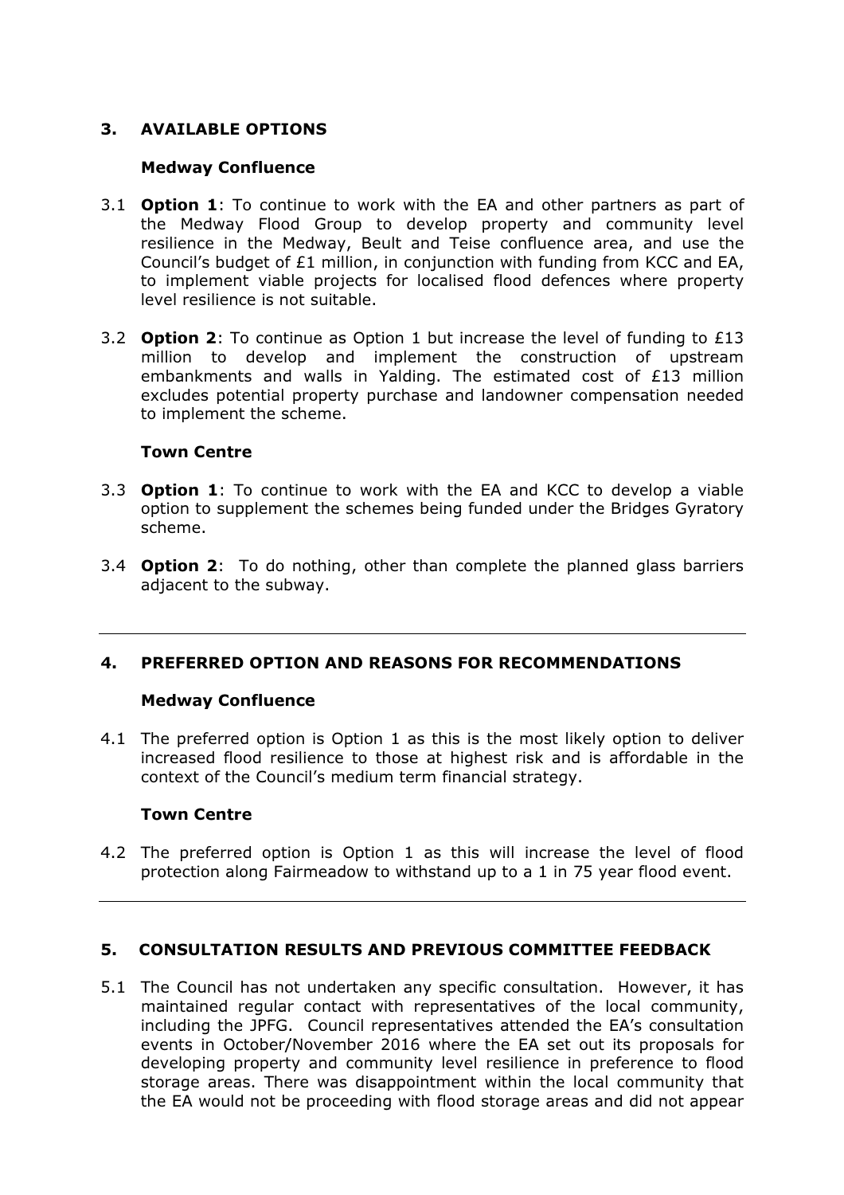## 3. AVAILABLE OPTIONS

### Medway Confluence

3.1 **Option 1**: To continue to work with the EA and other partners as part of the Medway Flood Group to develop property and community level resilience in the Medway, Beult and Teise confluence area, and use the Council's budget of £1 million, in conjunction with funding from KCC and EA, to implement viable projects for localised flood defences where property level resilience is not suitable.

3.2 **Option 2**: To continue as Option 1 but increase the level of funding to £13 million to develop and implement the construction of upstream embankments and walls in Yalding. The estimated cost of £13 million excludes potential property purchase and landowner compensation needed to implement the scheme.

### Town Centre

3.3 **Option 1**: To continue to work with the EA and KCC to develop a viable option to supplement the schemes being funded under the Bridges Gyratory scheme.

3.4 **Option 2**: To do nothing, other than complete the planned glass barriers adjacent to the subway.

---

## 4. PREFERRED OPTION AND REASONS FOR RECOMMENDATIONS

### Medway Confluence

4.1 The preferred option is Option 1 as this is the most likely option to deliver increased flood resilience to those at highest risk and is affordable in the context of the Council's medium term financial strategy.

### Town Centre

4.2 The preferred option is Option 1 as this will increase the level of flood protection along Fairmeadow to withstand up to a 1 in 75 year flood event.

---

## 5. CONSULTATION RESULTS AND PREVIOUS COMMITTEE FEEDBACK

5.1 The Council has not undertaken any specific consultation. However, it has maintained regular contact with representatives of the local community, including the JPFG. Council representatives attended the EA's consultation events in October/November 2016 where the EA set out its proposals for developing property and community level resilience in preference to flood storage areas. There was disappointment within the local community that the EA would not be proceeding with flood storage areas and did not appear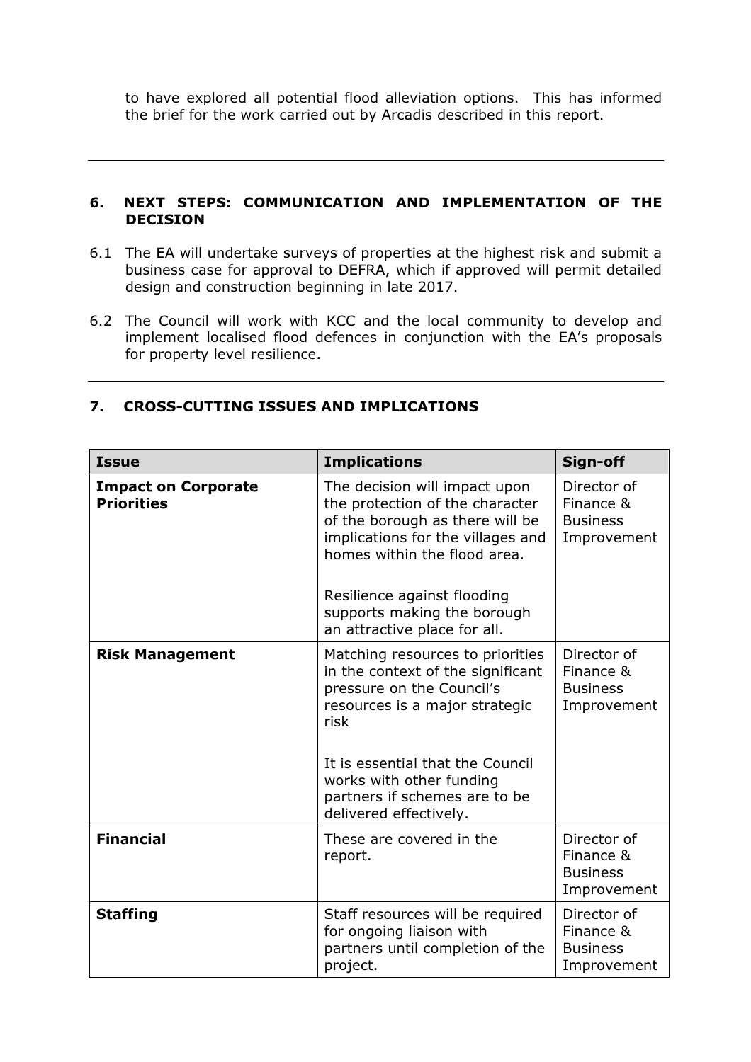to have explored all potential flood alleviation options. This has informed the brief for the work carried out by Arcadis described in this report.

## 6. NEXT STEPS: COMMUNICATION AND IMPLEMENTATION OF THE DECISION

6.1 The EA will undertake surveys of properties at the highest risk and submit a business case for approval to DEFRA, which if approved will permit detailed design and construction beginning in late 2017.

6.2 The Council will work with KCC and the local community to develop and implement localised flood defences in conjunction with the EA's proposals for property level resilience.

## 7. CROSS-CUTTING ISSUES AND IMPLICATIONS

| Issue | Implications | Sign-off |
|---|---|---|
| **Impact on Corporate Priorities** | The decision will impact upon the protection of the character of the borough as there will be implications for the villages and homes within the flood area.<br><br>Resilience against flooding supports making the borough an attractive place for all. | Director of Finance & Business Improvement |
| **Risk Management** | Matching resources to priorities in the context of the significant pressure on the Council's resources is a major strategic risk<br><br>It is essential that the Council works with other funding partners if schemes are to be delivered effectively. | Director of Finance & Business Improvement |
| **Financial** | These are covered in the report. | Director of Finance & Business Improvement |
| **Staffing** | Staff resources will be required for ongoing liaison with partners until completion of the project. | Director of Finance & Business Improvement |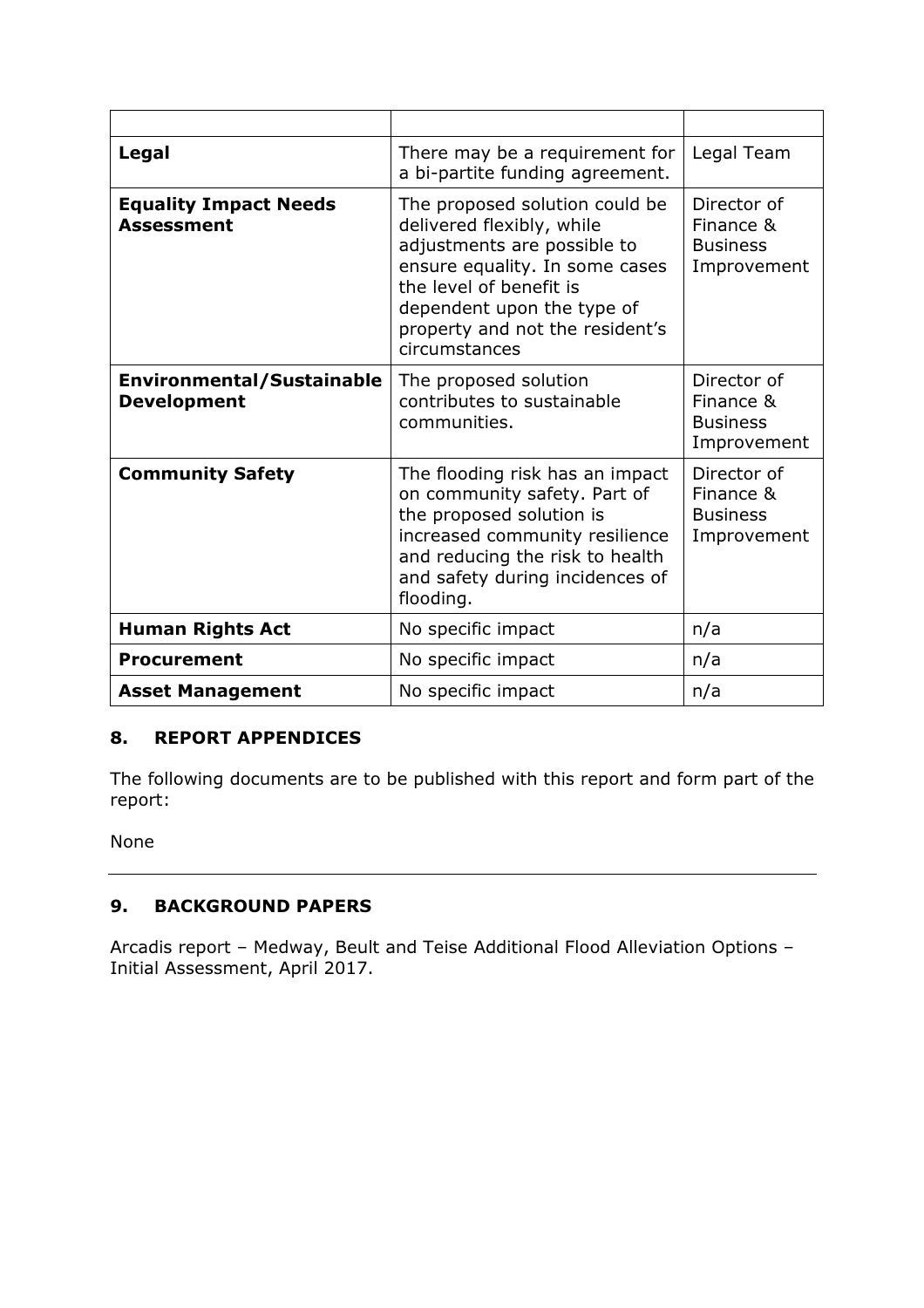| | | |
|---|---|---|
| **Legal** | There may be a requirement for a bi-partite funding agreement. | Legal Team |
| **Equality Impact Needs Assessment** | The proposed solution could be delivered flexibly, while adjustments are possible to ensure equality. In some cases the level of benefit is dependent upon the type of property and not the resident's circumstances | Director of Finance & Business Improvement |
| **Environmental/Sustainable Development** | The proposed solution contributes to sustainable communities. | Director of Finance & Business Improvement |
| **Community Safety** | The flooding risk has an impact on community safety. Part of the proposed solution is increased community resilience and reducing the risk to health and safety during incidences of flooding. | Director of Finance & Business Improvement |
| **Human Rights Act** | No specific impact | n/a |
| **Procurement** | No specific impact | n/a |
| **Asset Management** | No specific impact | n/a |

## 8. REPORT APPENDICES

The following documents are to be published with this report and form part of the report:

None

---

## 9. BACKGROUND PAPERS

Arcadis report – Medway, Beult and Teise Additional Flood Alleviation Options – Initial Assessment, April 2017.